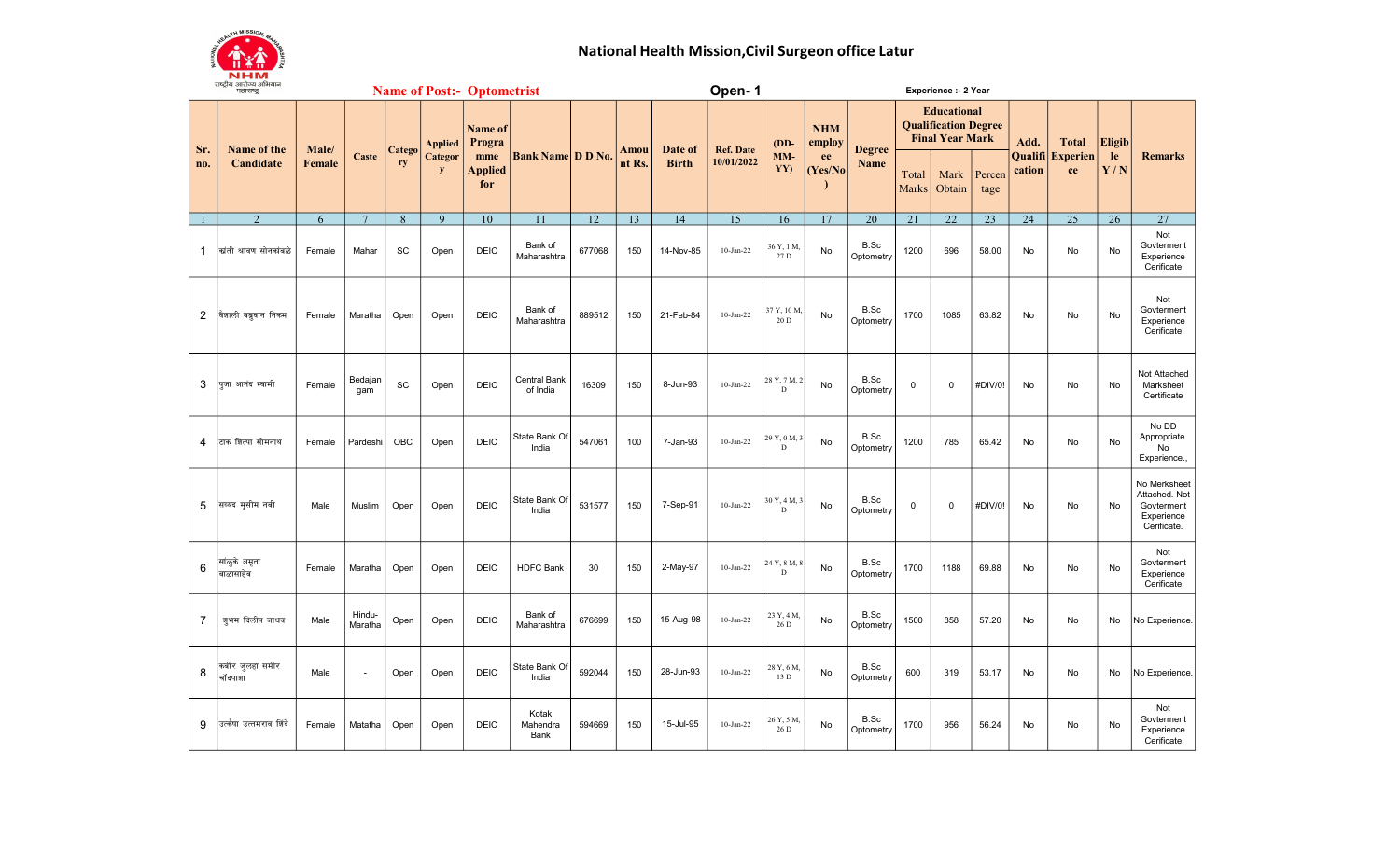# National Health Mission,Civil Surgeon office Latur

**Name of Post:- Optometrist** | **Open- 1** | **Experience :- 2 Year**

| Sr. no. | Name of the Candidate | Male/ Female | Caste | Category | Applied Category | Name of Programme Applied for | Bank Name | D D No. | Amount Rs. | Date of Birth | Ref. Date 10/01/2022 | (DD-MM-YY) | NHM employee (Yes/No) | Degree Name | Educational Qualification Degree Final Year Mark | | | Add. Qualification | Total Experience | Eligible Y / N | Remarks |
|---|---|---|---|---|---|---|---|---|---|---|---|---|---|---|---|---|---|---|---|---|---|
| | | | | | | | | | | | | | | | Total Marks | Mark Obtain | Percentage | | | | |
| 1 | 2 | 6 | 7 | 8 | 9 | 10 | 11 | 12 | 13 | 14 | 15 | 16 | 17 | 20 | 21 | 22 | 23 | 24 | 25 | 26 | 27 |
| 1 | क्रांती श्रावण सोनकांबळे | Female | Mahar | SC | Open | DEIC | Bank of Maharashtra | 677068 | 150 | 14-Nov-85 | 10-Jan-22 | 36 Y, 1 M, 27 D | No | B.Sc Optometry | 1200 | 696 | 58.00 | No | No | No | Not Govterment Experience Cerificate |
| 2 | वैशाली बब्रुवान निकम | Female | Maratha | Open | Open | DEIC | Bank of Maharashtra | 889512 | 150 | 21-Feb-84 | 10-Jan-22 | 37 Y, 10 M, 20 D | No | B.Sc Optometry | 1700 | 1085 | 63.82 | No | No | No | Not Govterment Experience Cerificate |
| 3 | पुजा आनंद स्वामी | Female | Bedajangam | SC | Open | DEIC | Central Bank of India | 16309 | 150 | 8-Jun-93 | 10-Jan-22 | 28 Y, 7 M, 2 D | No | B.Sc Optometry | 0 | 0 | #DIV/0! | No | No | No | Not Attached Marksheet Certificate |
| 4 | टाक शिल्पा सोमनाथ | Female | Pardeshi | OBC | Open | DEIC | State Bank Of India | 547061 | 100 | 7-Jan-93 | 10-Jan-22 | 29 Y, 0 M, 3 D | No | B.Sc Optometry | 1200 | 785 | 65.42 | No | No | No | No DD Appropriate. No Experience., |
| 5 | सय्यद मुसीम नबी | Male | Muslim | Open | Open | DEIC | State Bank Of India | 531577 | 150 | 7-Sep-91 | 10-Jan-22 | 30 Y, 4 M, 3 D | No | B.Sc Optometry | 0 | 0 | #DIV/0! | No | No | No | No Merksheet Attached. Not Govterment Experience Cerificate. |
| 6 | सांळुके अमृता बाळासाहेब | Female | Maratha | Open | Open | DEIC | HDFC Bank | 30 | 150 | 2-May-97 | 10-Jan-22 | 24 Y, 8 M, 8 D | No | B.Sc Optometry | 1700 | 1188 | 69.88 | No | No | No | Not Govterment Experience Cerificate |
| 7 | शुभम दिलीप जाधव | Male | Hindu-Maratha | Open | Open | DEIC | Bank of Maharashtra | 676699 | 150 | 15-Aug-98 | 10-Jan-22 | 23 Y, 4 M, 26 D | No | B.Sc Optometry | 1500 | 858 | 57.20 | No | No | No | No Experience. |
| 8 | कबीर जुलहा समीर चाँदपाशा | Male | - | Open | Open | DEIC | State Bank Of India | 592044 | 150 | 28-Jun-93 | 10-Jan-22 | 28 Y, 6 M, 13 D | No | B.Sc Optometry | 600 | 319 | 53.17 | No | No | No | No Experience. |
| 9 | उत्कर्षा उत्तमराव शिंदे | Female | Matatha | Open | Open | DEIC | Kotak Mahendra Bank | 594669 | 150 | 15-Jul-95 | 10-Jan-22 | 26 Y, 5 M, 26 D | No | B.Sc Optometry | 1700 | 956 | 56.24 | No | No | No | Not Govterment Experience Cerificate |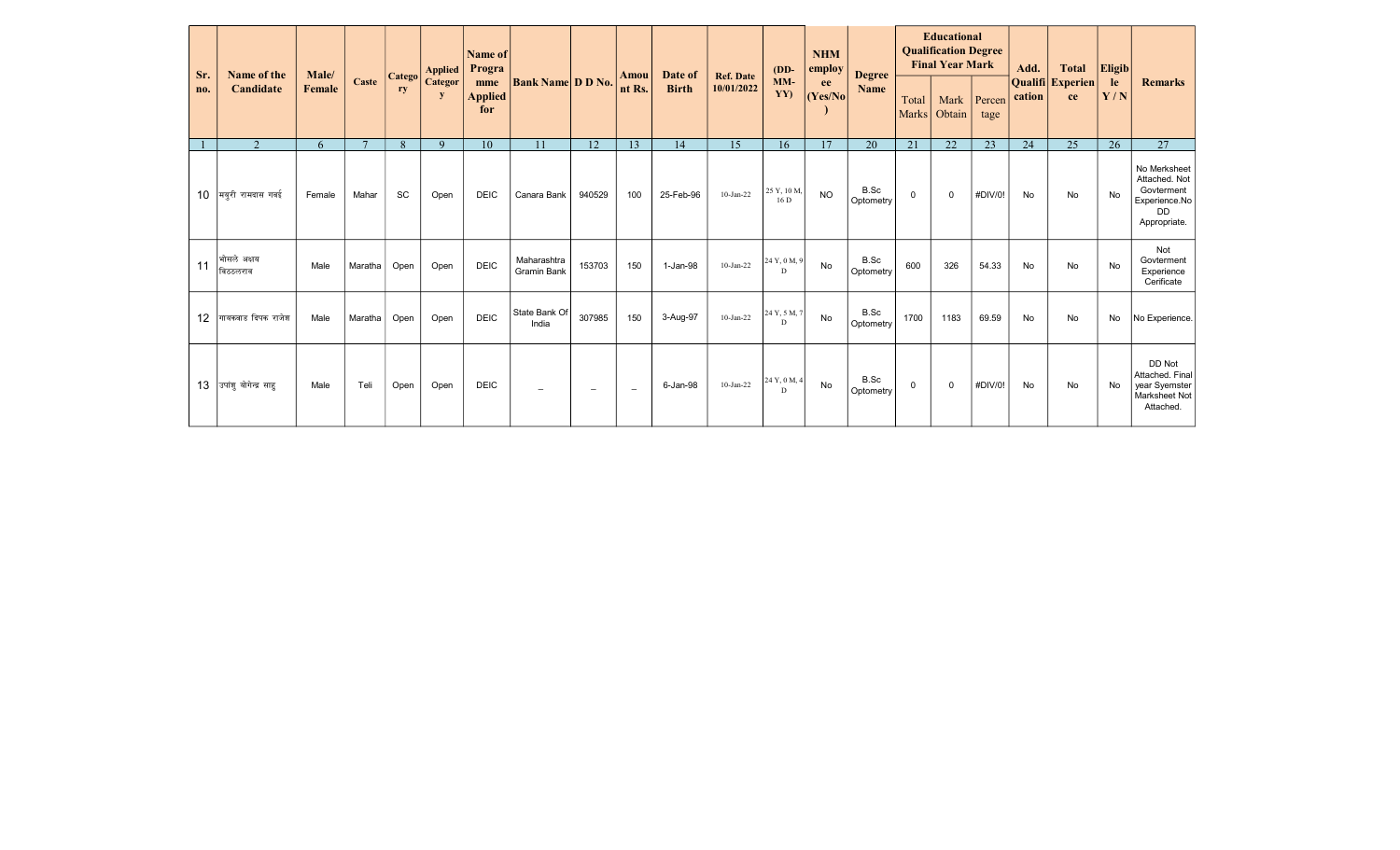| Sr. no. | Name of the Candidate | Male/ Female | Caste | Category | Applied Category | Name of Programme Applied for | Bank Name | D D No. | Amount Rs. | Date of Birth | Ref. Date 10/01/2022 | (DD-MM-YY) | NHM employee (Yes/No) | Degree Name | Educational Qualification Degree Final Year Mark | | | Add. Qualification | Total Experience | Eligible Y / N | Remarks |
|---|---|---|---|---|---|---|---|---|---|---|---|---|---|---|---|---|---|---|---|---|---|
| | | | | | | | | | | | | | | | Total Marks | Mark Obtain | Percentage | | | | |
| 1 | 2 | 6 | 7 | 8 | 9 | 10 | 11 | 12 | 13 | 14 | 15 | 16 | 17 | 20 | 21 | 22 | 23 | 24 | 25 | 26 | 27 |
| 10 | मयुरी रामदास गवई | Female | Mahar | SC | Open | DEIC | Canara Bank | 940529 | 100 | 25-Feb-96 | 10-Jan-22 | 25 Y, 10 M, 16 D | NO | B.Sc Optometry | 0 | 0 | #DIV/0! | No | No | No | No Merksheet Attached. Not Govterment Experience.No DD Appropriate. |
| 11 | भोसले अक्षय विठ्ठलराव | Male | Maratha | Open | Open | DEIC | Maharashtra Gramin Bank | 153703 | 150 | 1-Jan-98 | 10-Jan-22 | 24 Y, 0 M, 9 D | No | B.Sc Optometry | 600 | 326 | 54.33 | No | No | No | Not Govterment Experience Cerificate |
| 12 | गायकवाड दिपक राजेश | Male | Maratha | Open | Open | DEIC | State Bank Of India | 307985 | 150 | 3-Aug-97 | 10-Jan-22 | 24 Y, 5 M, 7 D | No | B.Sc Optometry | 1700 | 1183 | 69.59 | No | No | No | No Experience. |
| 13 | उपांशु योगेन्द्र साहू | Male | Teli | Open | Open | DEIC | _ | _ | _ | 6-Jan-98 | 10-Jan-22 | 24 Y, 0 M, 4 D | No | B.Sc Optometry | 0 | 0 | #DIV/0! | No | No | No | DD Not Attached. Final year Syemster Marksheet Not Attached. |